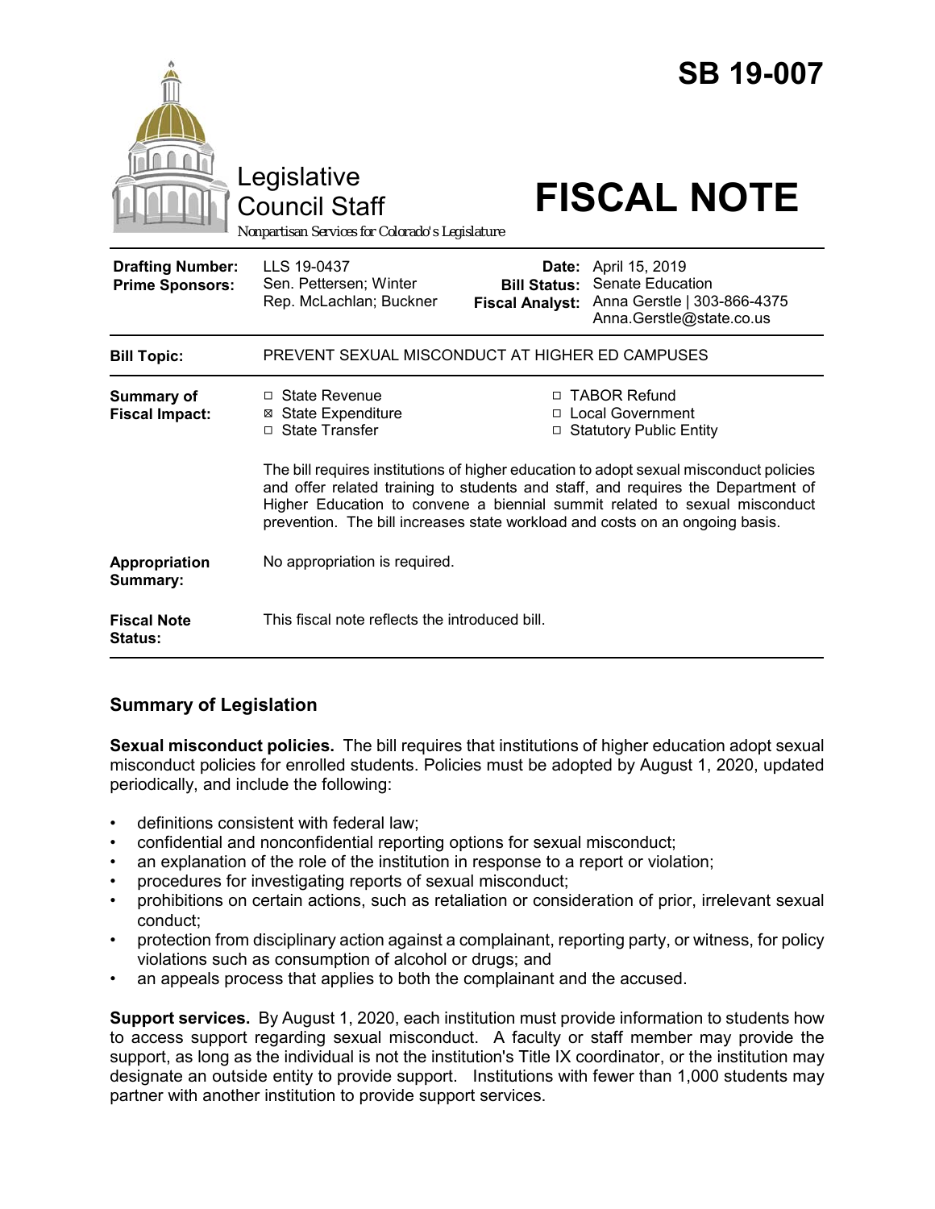# SB 19-007

Legislative Council Staff

Nonpartisan Services for Colorado's Legislature

# FISCAL NOTE

| | | | |
|---|---|---|---|
| **Drafting Number:** | LLS 19-0437 | **Date:** | April 15, 2019 |
| **Prime Sponsors:** | Sen. Pettersen; Winter<br>Rep. McLachlan; Buckner | **Bill Status:** | Senate Education |
| | | **Fiscal Analyst:** | Anna Gerstle \| 303-866-4375<br>Anna.Gerstle@state.co.us |

| | |
|---|---|
| **Bill Topic:** | PREVENT SEXUAL MISCONDUCT AT HIGHER ED CAMPUSES |
| **Summary of Fiscal Impact:** | ☐ State Revenue<br>☒ State Expenditure<br>☐ State Transfer<br>☐ TABOR Refund<br>☐ Local Government<br>☐ Statutory Public Entity<br><br>The bill requires institutions of higher education to adopt sexual misconduct policies and offer related training to students and staff, and requires the Department of Higher Education to convene a biennial summit related to sexual misconduct prevention. The bill increases state workload and costs on an ongoing basis. |
| **Appropriation Summary:** | No appropriation is required. |
| **Fiscal Note Status:** | This fiscal note reflects the introduced bill. |

## Summary of Legislation

**Sexual misconduct policies.** The bill requires that institutions of higher education adopt sexual misconduct policies for enrolled students. Policies must be adopted by August 1, 2020, updated periodically, and include the following:

- definitions consistent with federal law;
- confidential and nonconfidential reporting options for sexual misconduct;
- an explanation of the role of the institution in response to a report or violation;
- procedures for investigating reports of sexual misconduct;
- prohibitions on certain actions, such as retaliation or consideration of prior, irrelevant sexual conduct;
- protection from disciplinary action against a complainant, reporting party, or witness, for policy violations such as consumption of alcohol or drugs; and
- an appeals process that applies to both the complainant and the accused.

**Support services.** By August 1, 2020, each institution must provide information to students how to access support regarding sexual misconduct. A faculty or staff member may provide the support, as long as the individual is not the institution's Title IX coordinator, or the institution may designate an outside entity to provide support. Institutions with fewer than 1,000 students may partner with another institution to provide support services.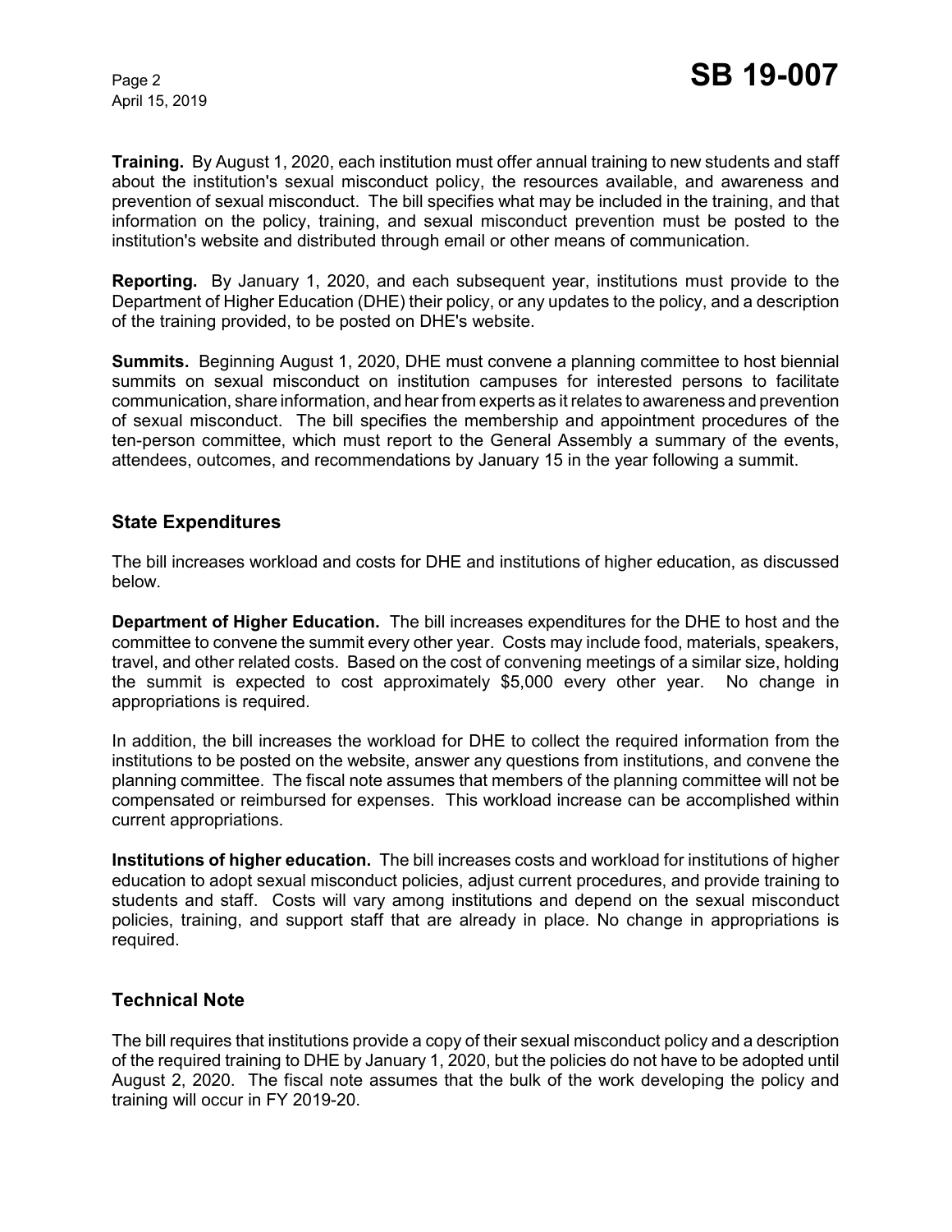**Training.** By August 1, 2020, each institution must offer annual training to new students and staff about the institution's sexual misconduct policy, the resources available, and awareness and prevention of sexual misconduct. The bill specifies what may be included in the training, and that information on the policy, training, and sexual misconduct prevention must be posted to the institution's website and distributed through email or other means of communication.

**Reporting.** By January 1, 2020, and each subsequent year, institutions must provide to the Department of Higher Education (DHE) their policy, or any updates to the policy, and a description of the training provided, to be posted on DHE's website.

**Summits.** Beginning August 1, 2020, DHE must convene a planning committee to host biennial summits on sexual misconduct on institution campuses for interested persons to facilitate communication, share information, and hear from experts as it relates to awareness and prevention of sexual misconduct. The bill specifies the membership and appointment procedures of the ten-person committee, which must report to the General Assembly a summary of the events, attendees, outcomes, and recommendations by January 15 in the year following a summit.

## State Expenditures

The bill increases workload and costs for DHE and institutions of higher education, as discussed below.

**Department of Higher Education.** The bill increases expenditures for the DHE to host and the committee to convene the summit every other year. Costs may include food, materials, speakers, travel, and other related costs. Based on the cost of convening meetings of a similar size, holding the summit is expected to cost approximately $5,000 every other year. No change in appropriations is required.

In addition, the bill increases the workload for DHE to collect the required information from the institutions to be posted on the website, answer any questions from institutions, and convene the planning committee. The fiscal note assumes that members of the planning committee will not be compensated or reimbursed for expenses. This workload increase can be accomplished within current appropriations.

**Institutions of higher education.** The bill increases costs and workload for institutions of higher education to adopt sexual misconduct policies, adjust current procedures, and provide training to students and staff. Costs will vary among institutions and depend on the sexual misconduct policies, training, and support staff that are already in place. No change in appropriations is required.

## Technical Note

The bill requires that institutions provide a copy of their sexual misconduct policy and a description of the required training to DHE by January 1, 2020, but the policies do not have to be adopted until August 2, 2020. The fiscal note assumes that the bulk of the work developing the policy and training will occur in FY 2019-20.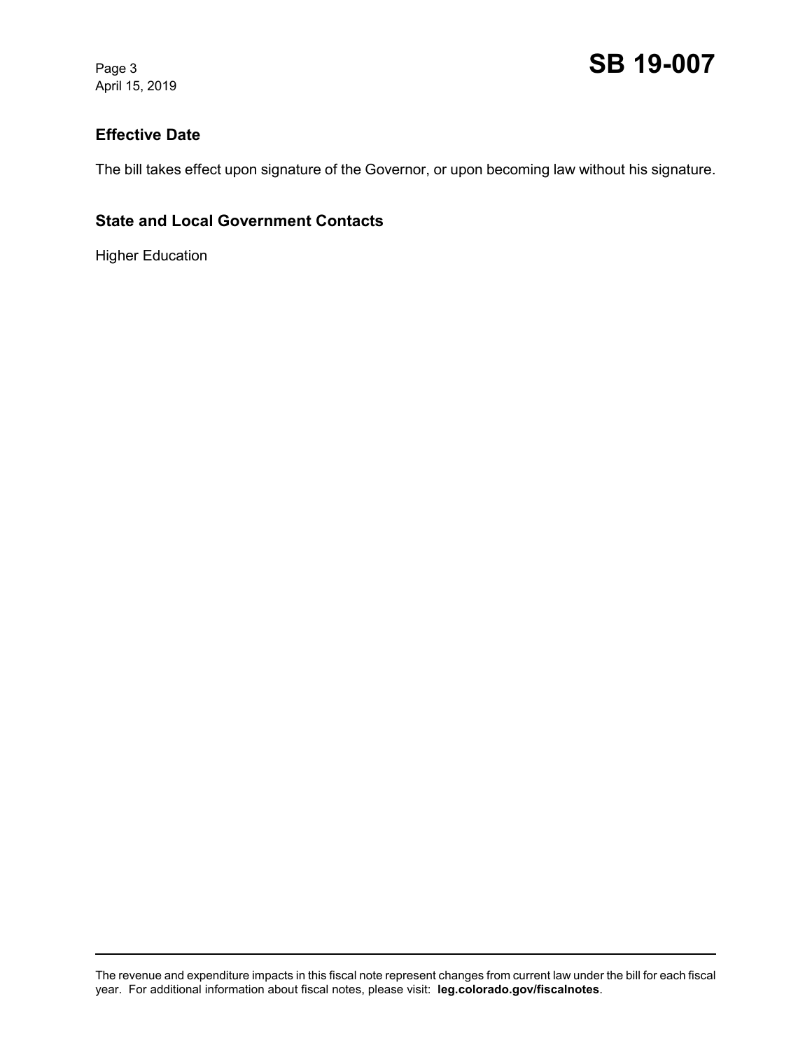## Effective Date

The bill takes effect upon signature of the Governor, or upon becoming law without his signature.

## State and Local Government Contacts

Higher Education

---

The revenue and expenditure impacts in this fiscal note represent changes from current law under the bill for each fiscal year. For additional information about fiscal notes, please visit: **leg.colorado.gov/fiscalnotes**.